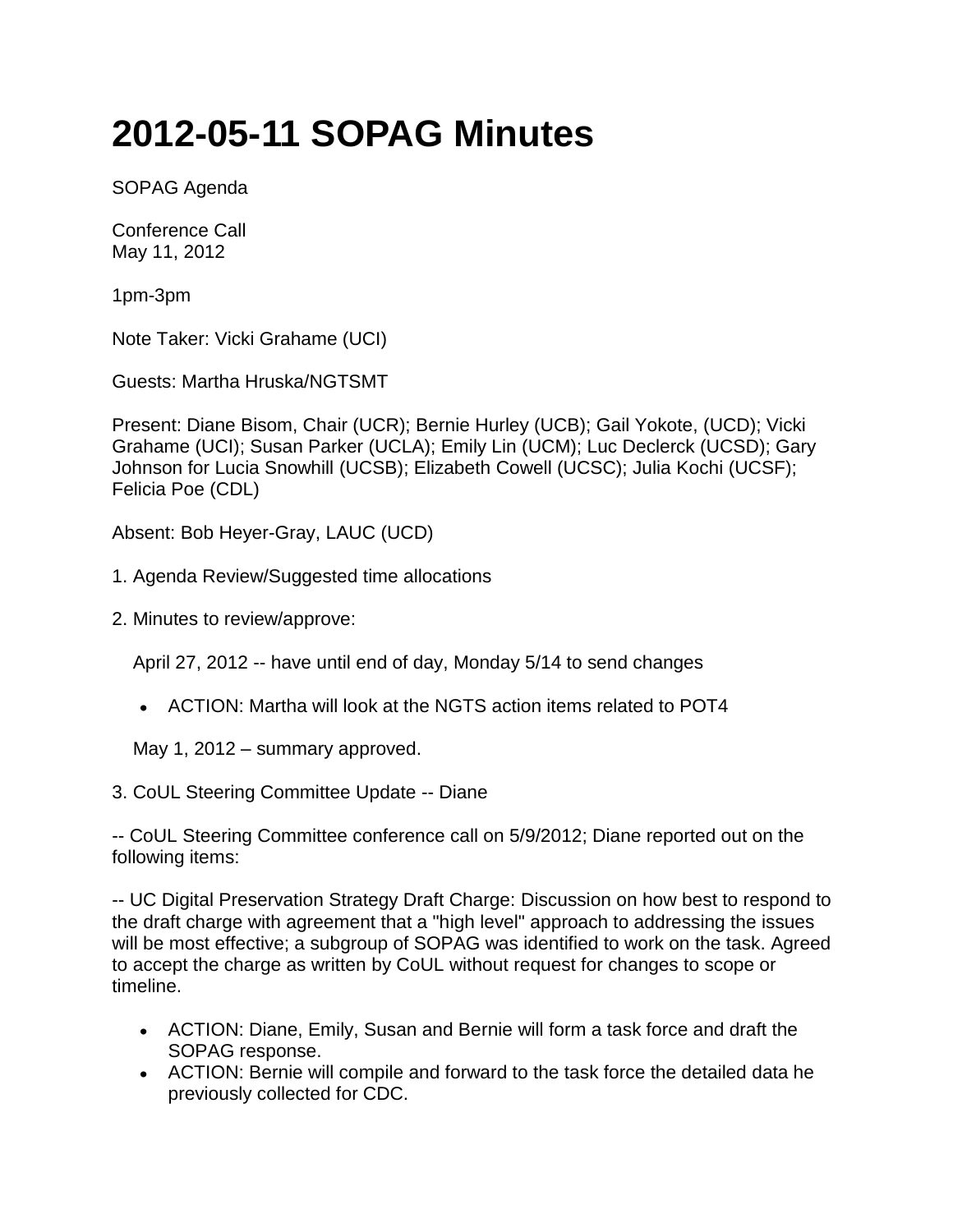# 2012-05-11 SOPAG Minutes

SOPAG Agenda

Conference Call
May 11, 2012

1pm-3pm

Note Taker: Vicki Grahame (UCI)

Guests: Martha Hruska/NGTSMT

Present: Diane Bisom, Chair (UCR); Bernie Hurley (UCB); Gail Yokote, (UCD); Vicki Grahame (UCI); Susan Parker (UCLA); Emily Lin (UCM); Luc Declerck (UCSD); Gary Johnson for Lucia Snowhill (UCSB); Elizabeth Cowell (UCSC); Julia Kochi (UCSF); Felicia Poe (CDL)

Absent: Bob Heyer-Gray, LAUC (UCD)

1. Agenda Review/Suggested time allocations

2. Minutes to review/approve:

   April 27, 2012 -- have until end of day, Monday 5/14 to send changes

   - ACTION: Martha will look at the NGTS action items related to POT4

   May 1, 2012 – summary approved.

3. CoUL Steering Committee Update -- Diane

-- CoUL Steering Committee conference call on 5/9/2012; Diane reported out on the following items:

-- UC Digital Preservation Strategy Draft Charge: Discussion on how best to respond to the draft charge with agreement that a "high level" approach to addressing the issues will be most effective; a subgroup of SOPAG was identified to work on the task. Agreed to accept the charge as written by CoUL without request for changes to scope or timeline.

- ACTION: Diane, Emily, Susan and Bernie will form a task force and draft the SOPAG response.
- ACTION: Bernie will compile and forward to the task force the detailed data he previously collected for CDC.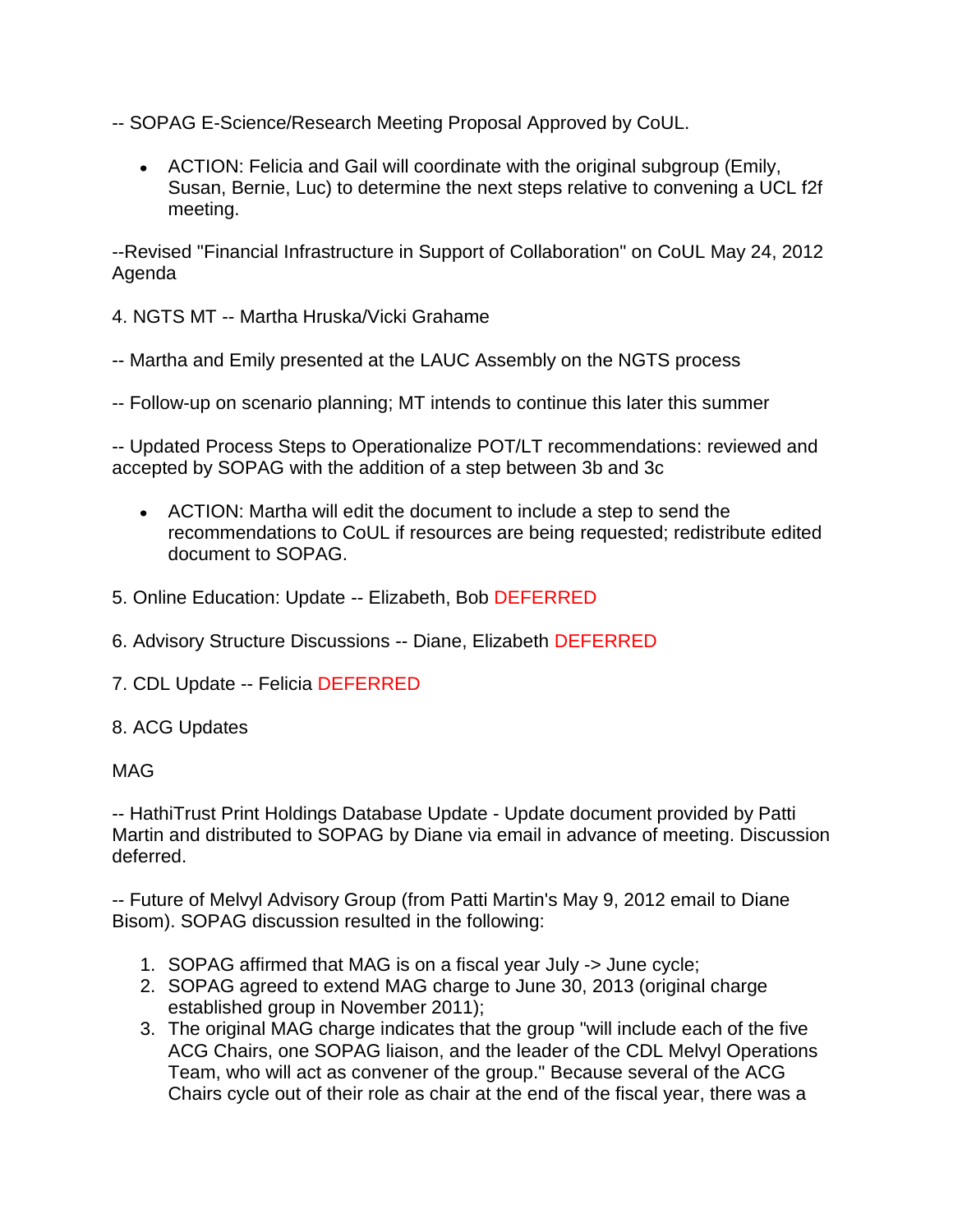-- SOPAG E-Science/Research Meeting Proposal Approved by CoUL.

- ACTION: Felicia and Gail will coordinate with the original subgroup (Emily, Susan, Bernie, Luc) to determine the next steps relative to convening a UCL f2f meeting.

--Revised "Financial Infrastructure in Support of Collaboration" on CoUL May 24, 2012 Agenda

4. NGTS MT -- Martha Hruska/Vicki Grahame

-- Martha and Emily presented at the LAUC Assembly on the NGTS process

-- Follow-up on scenario planning; MT intends to continue this later this summer

-- Updated Process Steps to Operationalize POT/LT recommendations: reviewed and accepted by SOPAG with the addition of a step between 3b and 3c

- ACTION: Martha will edit the document to include a step to send the recommendations to CoUL if resources are being requested; redistribute edited document to SOPAG.

5. Online Education: Update -- Elizabeth, Bob DEFERRED

6. Advisory Structure Discussions -- Diane, Elizabeth DEFERRED

7. CDL Update -- Felicia DEFERRED

8. ACG Updates

MAG

-- HathiTrust Print Holdings Database Update - Update document provided by Patti Martin and distributed to SOPAG by Diane via email in advance of meeting. Discussion deferred.

-- Future of Melvyl Advisory Group (from Patti Martin's May 9, 2012 email to Diane Bisom). SOPAG discussion resulted in the following:

1. SOPAG affirmed that MAG is on a fiscal year July -> June cycle;
2. SOPAG agreed to extend MAG charge to June 30, 2013 (original charge established group in November 2011);
3. The original MAG charge indicates that the group "will include each of the five ACG Chairs, one SOPAG liaison, and the leader of the CDL Melvyl Operations Team, who will act as convener of the group." Because several of the ACG Chairs cycle out of their role as chair at the end of the fiscal year, there was a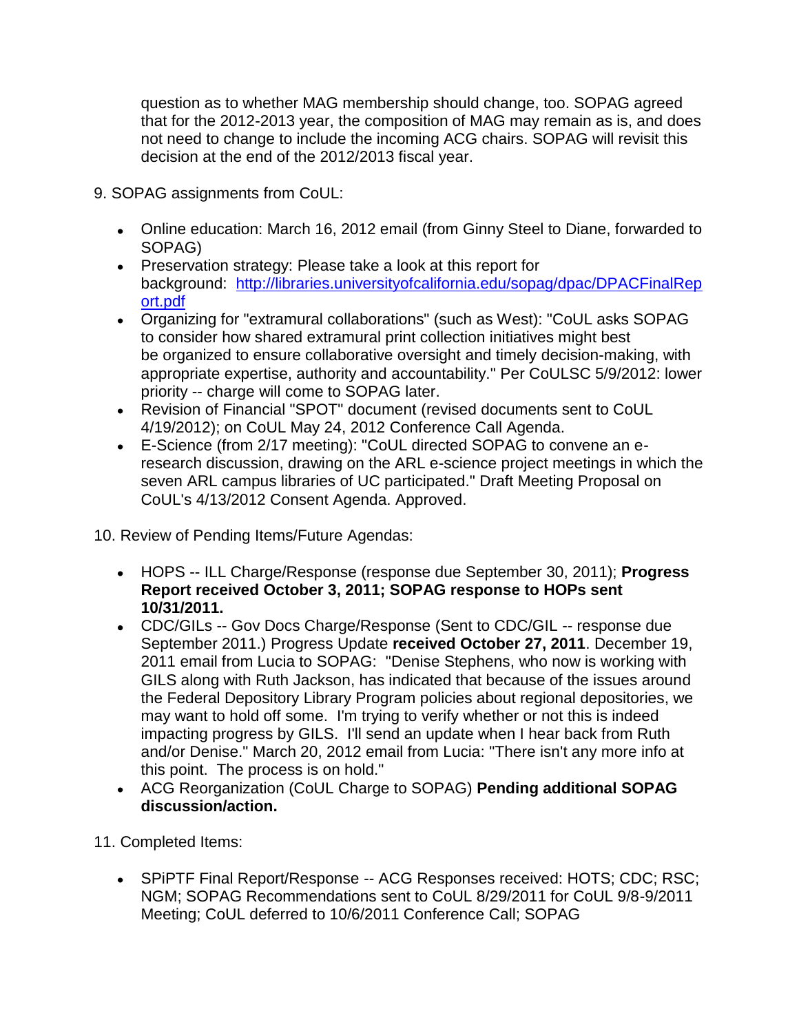question as to whether MAG membership should change, too. SOPAG agreed that for the 2012-2013 year, the composition of MAG may remain as is, and does not need to change to include the incoming ACG chairs. SOPAG will revisit this decision at the end of the 2012/2013 fiscal year.

9. SOPAG assignments from CoUL:

- Online education: March 16, 2012 email (from Ginny Steel to Diane, forwarded to SOPAG)
- Preservation strategy: Please take a look at this report for background: [http://libraries.universityofcalifornia.edu/sopag/dpac/DPACFinalReport.pdf](http://libraries.universityofcalifornia.edu/sopag/dpac/DPACFinalReport.pdf)
- Organizing for "extramural collaborations" (such as West): "CoUL asks SOPAG to consider how shared extramural print collection initiatives might best be organized to ensure collaborative oversight and timely decision-making, with appropriate expertise, authority and accountability." Per CoULSC 5/9/2012: lower priority -- charge will come to SOPAG later.
- Revision of Financial "SPOT" document (revised documents sent to CoUL 4/19/2012); on CoUL May 24, 2012 Conference Call Agenda.
- E-Science (from 2/17 meeting): "CoUL directed SOPAG to convene an e-research discussion, drawing on the ARL e-science project meetings in which the seven ARL campus libraries of UC participated." Draft Meeting Proposal on CoUL's 4/13/2012 Consent Agenda. Approved.

10. Review of Pending Items/Future Agendas:

- HOPS -- ILL Charge/Response (response due September 30, 2011); **Progress Report received October 3, 2011; SOPAG response to HOPs sent 10/31/2011.**
- CDC/GILs -- Gov Docs Charge/Response (Sent to CDC/GIL -- response due September 2011.) Progress Update **received October 27, 2011**. December 19, 2011 email from Lucia to SOPAG: "Denise Stephens, who now is working with GILS along with Ruth Jackson, has indicated that because of the issues around the Federal Depository Library Program policies about regional depositories, we may want to hold off some. I'm trying to verify whether or not this is indeed impacting progress by GILS. I'll send an update when I hear back from Ruth and/or Denise." March 20, 2012 email from Lucia: "There isn't any more info at this point. The process is on hold."
- ACG Reorganization (CoUL Charge to SOPAG) **Pending additional SOPAG discussion/action.**

11. Completed Items:

- SPiPTF Final Report/Response -- ACG Responses received: HOTS; CDC; RSC; NGM; SOPAG Recommendations sent to CoUL 8/29/2011 for CoUL 9/8-9/2011 Meeting; CoUL deferred to 10/6/2011 Conference Call; SOPAG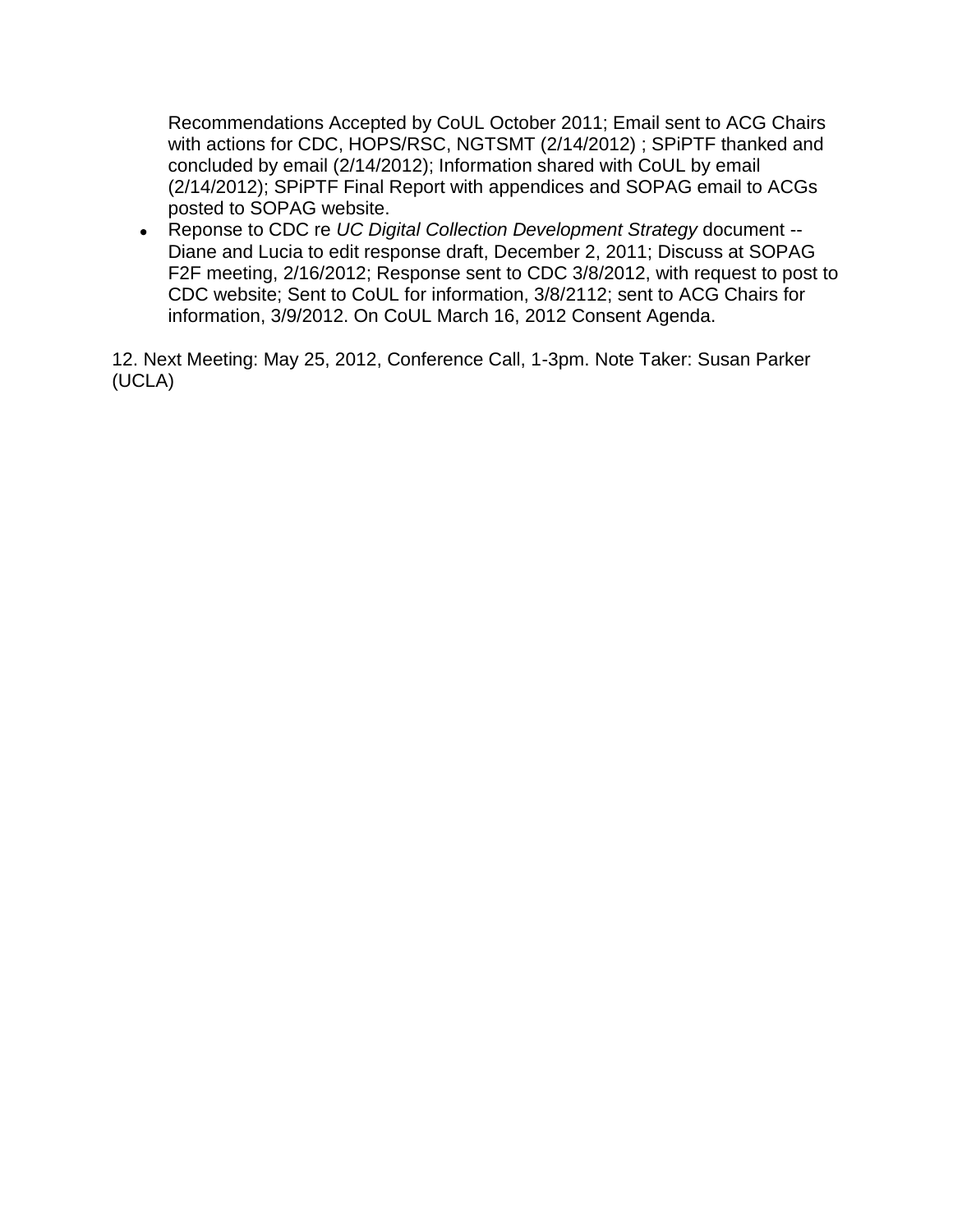Recommendations Accepted by CoUL October 2011; Email sent to ACG Chairs with actions for CDC, HOPS/RSC, NGTSMT (2/14/2012) ; SPiPTF thanked and concluded by email (2/14/2012); Information shared with CoUL by email (2/14/2012); SPiPTF Final Report with appendices and SOPAG email to ACGs posted to SOPAG website.

- Reponse to CDC re *UC Digital Collection Development Strategy* document -- Diane and Lucia to edit response draft, December 2, 2011; Discuss at SOPAG F2F meeting, 2/16/2012; Response sent to CDC 3/8/2012, with request to post to CDC website; Sent to CoUL for information, 3/8/2112; sent to ACG Chairs for information, 3/9/2012. On CoUL March 16, 2012 Consent Agenda.

12. Next Meeting: May 25, 2012, Conference Call, 1-3pm. Note Taker: Susan Parker (UCLA)